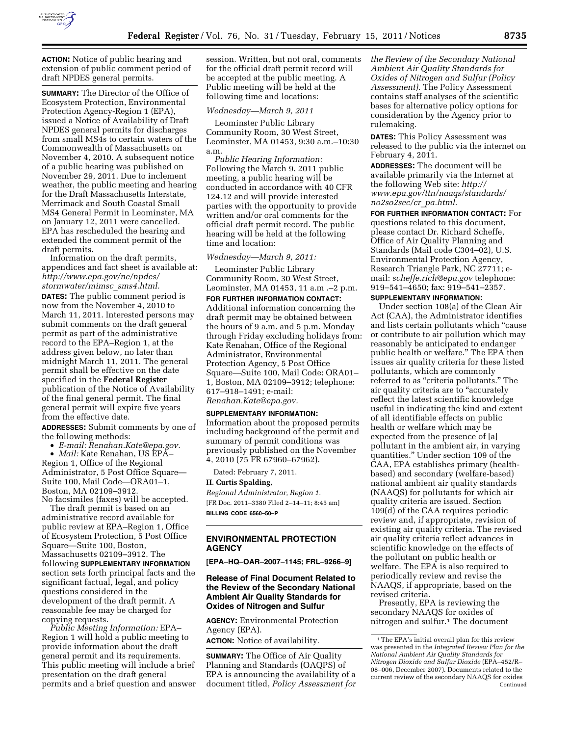**ACTION:** Notice of public hearing and extension of public comment period of draft NPDES general permits.

**SUMMARY:** The Director of the Office of Ecosystem Protection, Environmental Protection Agency-Region 1 (EPA), issued a Notice of Availability of Draft NPDES general permits for discharges from small MS4s to certain waters of the Commonwealth of Massachusetts on November 4, 2010. A subsequent notice of a public hearing was published on November 29, 2011. Due to inclement weather, the public meeting and hearing for the Draft Massachusetts Interstate, Merrimack and South Coastal Small MS4 General Permit in Leominster, MA on January 12, 2011 were cancelled. EPA has rescheduled the hearing and extended the comment permit of the draft permits.

Information on the draft permits, appendices and fact sheet is available at: *http://www.epa.gov/ne/npdes/stormwater/mimsc_sms4.html.*

**DATES:** The public comment period is now from the November 4, 2010 to March 11, 2011. Interested persons may submit comments on the draft general permit as part of the administrative record to the EPA–Region 1, at the address given below, no later than midnight March 11, 2011. The general permit shall be effective on the date specified in the **Federal Register** publication of the Notice of Availability of the final general permit. The final general permit will expire five years from the effective date.

**ADDRESSES:** Submit comments by one of the following methods:

- *E-mail: Renahan.Kate@epa.gov.*
- *Mail:* Kate Renahan, US EPA–Region 1, Office of the Regional Administrator, 5 Post Office Square—Suite 100, Mail Code—ORA01–1, Boston, MA 02109–3912.

No facsimiles (faxes) will be accepted.

The draft permit is based on an administrative record available for public review at EPA–Region 1, Office of Ecosystem Protection, 5 Post Office Square—Suite 100, Boston, Massachusetts 02109–3912. The following **SUPPLEMENTARY INFORMATION** section sets forth principal facts and the significant factual, legal, and policy questions considered in the development of the draft permit. A reasonable fee may be charged for copying requests.

*Public Meeting Information:* EPA–Region 1 will hold a public meeting to provide information about the draft general permit and its requirements. This public meeting will include a brief presentation on the draft general permits and a brief question and answer session. Written, but not oral, comments for the official draft permit record will be accepted at the public meeting. A Public meeting will be held at the following time and locations:

*Wednesday—March 9, 2011*

Leominster Public Library Community Room, 30 West Street, Leominster, MA 01453, 9:30 a.m.–10:30 a.m.

*Public Hearing Information:* Following the March 9, 2011 public meeting, a public hearing will be conducted in accordance with 40 CFR 124.12 and will provide interested parties with the opportunity to provide written and/or oral comments for the official draft permit record. The public hearing will be held at the following time and location:

*Wednesday—March 9, 2011:*

Leominster Public Library Community Room, 30 West Street, Leominster, MA 01453, 11 a.m .–2 p.m.

**FOR FURTHER INFORMATION CONTACT:** Additional information concerning the draft permit may be obtained between the hours of 9 a.m. and 5 p.m. Monday through Friday excluding holidays from: Kate Renahan, Office of the Regional Administrator, Environmental Protection Agency, 5 Post Office Square—Suite 100, Mail Code: ORA01–1, Boston, MA 02109–3912; telephone: 617–918–1491; e-mail: *Renahan.Kate@epa.gov.*

**SUPPLEMENTARY INFORMATION:** Information about the proposed permits including background of the permit and summary of permit conditions was previously published on the November 4, 2010 (75 FR 67960–67962).

Dated: February 7, 2011.

**H. Curtis Spalding,**

*Regional Administrator, Region 1.*

[FR Doc. 2011–3380 Filed 2–14–11; 8:45 am]

**BILLING CODE 6560–50–P**

---

## ENVIRONMENTAL PROTECTION AGENCY

**[EPA–HQ–OAR–2007–1145; FRL–9266–9]**

### Release of Final Document Related to the Review of the Secondary National Ambient Air Quality Standards for Oxides of Nitrogen and Sulfur

**AGENCY:** Environmental Protection Agency (EPA).

**ACTION:** Notice of availability.

**SUMMARY:** The Office of Air Quality Planning and Standards (OAQPS) of EPA is announcing the availability of a document titled, *Policy Assessment for the Review of the Secondary National Ambient Air Quality Standards for Oxides of Nitrogen and Sulfur (Policy Assessment).* The Policy Assessment contains staff analyses of the scientific bases for alternative policy options for consideration by the Agency prior to rulemaking.

**DATES:** This Policy Assessment was released to the public via the internet on February 4, 2011.

**ADDRESSES:** The document will be available primarily via the Internet at the following Web site: *http://www.epa.gov/ttn/naaqs/standards/no2so2sec/cr_pa.html.*

**FOR FURTHER INFORMATION CONTACT:** For questions related to this document, please contact Dr. Richard Scheffe, Office of Air Quality Planning and Standards (Mail code C304–02), U.S. Environmental Protection Agency, Research Triangle Park, NC 27711; e-mail: *scheffe.rich@epa.gov* telephone: 919–541–4650; fax: 919–541–2357.

**SUPPLEMENTARY INFORMATION:**

Under section 108(a) of the Clean Air Act (CAA), the Administrator identifies and lists certain pollutants which "cause or contribute to air pollution which may reasonably be anticipated to endanger public health or welfare." The EPA then issues air quality criteria for these listed pollutants, which are commonly referred to as "criteria pollutants." The air quality criteria are to "accurately reflect the latest scientific knowledge useful in indicating the kind and extent of all identifiable effects on public health or welfare which may be expected from the presence of [a] pollutant in the ambient air, in varying quantities." Under section 109 of the CAA, EPA establishes primary (health-based) and secondary (welfare-based) national ambient air quality standards (NAAQS) for pollutants for which air quality criteria are issued. Section 109(d) of the CAA requires periodic review and, if appropriate, revision of existing air quality criteria. The revised air quality criteria reflect advances in scientific knowledge on the effects of the pollutant on public health or welfare. The EPA is also required to periodically review and revise the NAAQS, if appropriate, based on the revised criteria.

Presently, EPA is reviewing the secondary NAAQS for oxides of nitrogen and sulfur.[1] The document

---

[1] The EPA's initial overall plan for this review was presented in the *Integrated Review Plan for the National Ambient Air Quality Standards for Nitrogen Dioxide and Sulfur Dioxide* (EPA–452/R–08–006, December 2007). Documents related to the current review of the secondary NAAQS for oxides Continued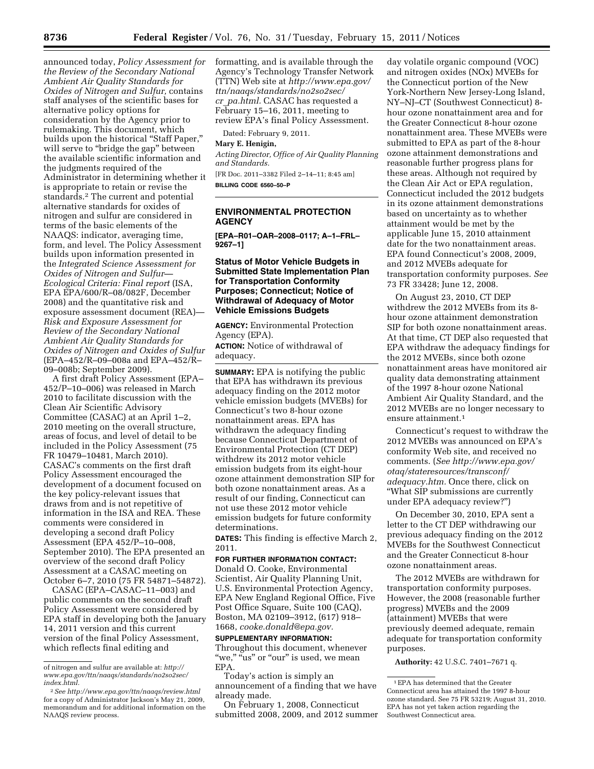announced today, *Policy Assessment for the Review of the Secondary National Ambient Air Quality Standards for Oxides of Nitrogen and Sulfur,* contains staff analyses of the scientific bases for alternative policy options for consideration by the Agency prior to rulemaking. This document, which builds upon the historical "Staff Paper," will serve to "bridge the gap" between the available scientific information and the judgments required of the Administrator in determining whether it is appropriate to retain or revise the standards.[2] The current and potential alternative standards for oxides of nitrogen and sulfur are considered in terms of the basic elements of the NAAQS: indicator, averaging time, form, and level. The Policy Assessment builds upon information presented in the *Integrated Science Assessment for Oxides of Nitrogen and Sulfur—Ecological Criteria: Final report* (ISA, EPA EPA/600/R–08/082F, December 2008) and the quantitative risk and exposure assessment document (REA)—*Risk and Exposure Assessment for Review of the Secondary National Ambient Air Quality Standards for Oxides of Nitrogen and Oxides of Sulfur* (EPA–452/R–09–008a and EPA–452/R–09–008b; September 2009).

A first draft Policy Assessment (EPA–452/P–10–006) was released in March 2010 to facilitate discussion with the Clean Air Scientific Advisory Committee (CASAC) at an April 1–2, 2010 meeting on the overall structure, areas of focus, and level of detail to be included in the Policy Assessment (75 FR 10479–10481, March 2010). CASAC's comments on the first draft Policy Assessment encouraged the development of a document focused on the key policy-relevant issues that draws from and is not repetitive of information in the ISA and REA. These comments were considered in developing a second draft Policy Assessment (EPA 452/P–10–008, September 2010). The EPA presented an overview of the second draft Policy Assessment at a CASAC meeting on October 6–7, 2010 (75 FR 54871–54872).

CASAC (EPA–CASAC–11–003) and public comments on the second draft Policy Assessment were considered by EPA staff in developing both the January 14, 2011 version and this current version of the final Policy Assessment, which reflects final editing and formatting, and is available through the Agency's Technology Transfer Network (TTN) Web site at *http://www.epa.gov/ttn/naaqs/standards/no2so2sec/cr_pa.html.* CASAC has requested a February 15–16, 2011, meeting to review EPA's final Policy Assessment.

Dated: February 9, 2011.

**Mary E. Henigin,**

*Acting Director, Office of Air Quality Planning and Standards.*

[FR Doc. 2011–3382 Filed 2–14–11; 8:45 am]

**BILLING CODE 6560–50–P**

---

of nitrogen and sulfur are available at: *http://www.epa.gov/ttn/naaqs/standards/no2so2sec/index.html.*

[2] *See http://www.epa.gov/ttn/naaqs/review.html* for a copy of Administrator Jackson's May 21, 2009, memorandum and for additional information on the NAAQS review process.

---

## ENVIRONMENTAL PROTECTION AGENCY

**[EPA–R01–OAR–2008–0117; A–1–FRL–9267–1]**

### Status of Motor Vehicle Budgets in Submitted State Implementation Plan for Transportation Conformity Purposes; Connecticut; Notice of Withdrawal of Adequacy of Motor Vehicle Emissions Budgets

**AGENCY:** Environmental Protection Agency (EPA).

**ACTION:** Notice of withdrawal of adequacy.

**SUMMARY:** EPA is notifying the public that EPA has withdrawn its previous adequacy finding on the 2012 motor vehicle emission budgets (MVEBs) for Connecticut's two 8-hour ozone nonattainment areas. EPA has withdrawn the adequacy finding because Connecticut Department of Environmental Protection (CT DEP) withdrew its 2012 motor vehicle emission budgets from its eight-hour ozone attainment demonstration SIP for both ozone nonattainment areas. As a result of our finding, Connecticut can not use these 2012 motor vehicle emission budgets for future conformity determinations.

**DATES:** This finding is effective March 2, 2011.

**FOR FURTHER INFORMATION CONTACT:** Donald O. Cooke, Environmental Scientist, Air Quality Planning Unit, U.S. Environmental Protection Agency, EPA New England Regional Office, Five Post Office Square, Suite 100 (CAQ), Boston, MA 02109–3912, (617) 918–1668, *cooke.donald@epa.gov.*

**SUPPLEMENTARY INFORMATION:** Throughout this document, whenever "we," "us" or "our" is used, we mean EPA.

Today's action is simply an announcement of a finding that we have already made.

On February 1, 2008, Connecticut submitted 2008, 2009, and 2012 summer day volatile organic compound (VOC) and nitrogen oxides (NOx) MVEBs for the Connecticut portion of the New York-Northern New Jersey-Long Island, NY–NJ–CT (Southwest Connecticut) 8-hour ozone nonattainment area and for the Greater Connecticut 8-hour ozone nonattainment area. These MVEBs were submitted to EPA as part of the 8-hour ozone attainment demonstrations and reasonable further progress plans for these areas. Although not required by the Clean Air Act or EPA regulation, Connecticut included the 2012 budgets in its ozone attainment demonstrations based on uncertainty as to whether attainment would be met by the applicable June 15, 2010 attainment date for the two nonattainment areas. EPA found Connecticut's 2008, 2009, and 2012 MVEBs adequate for transportation conformity purposes. *See* 73 FR 33428; June 12, 2008.

On August 23, 2010, CT DEP withdrew the 2012 MVEBs from its 8-hour ozone attainment demonstration SIP for both ozone nonattainment areas. At that time, CT DEP also requested that EPA withdraw the adequacy findings for the 2012 MVEBs, since both ozone nonattainment areas have monitored air quality data demonstrating attainment of the 1997 8-hour ozone National Ambient Air Quality Standard, and the 2012 MVEBs are no longer necessary to ensure attainment.[1]

Connecticut's request to withdraw the 2012 MVEBs was announced on EPA's conformity Web site, and received no comments. (*See http://www.epa.gov/otaq/stateresources/transconf/adequacy.htm.* Once there, click on "What SIP submissions are currently under EPA adequacy review?")

On December 30, 2010, EPA sent a letter to the CT DEP withdrawing our previous adequacy finding on the 2012 MVEBs for the Southwest Connecticut and the Greater Connecticut 8-hour ozone nonattainment areas.

The 2012 MVEBs are withdrawn for transportation conformity purposes. However, the 2008 (reasonable further progress) MVEBs and the 2009 (attainment) MVEBs that were previously deemed adequate, remain adequate for transportation conformity purposes.

**Authority:** 42 U.S.C. 7401–7671 q.

---

[1] EPA has determined that the Greater Connecticut area has attained the 1997 8-hour ozone standard. See 75 FR 53219; August 31, 2010. EPA has not yet taken action regarding the Southwest Connecticut area.